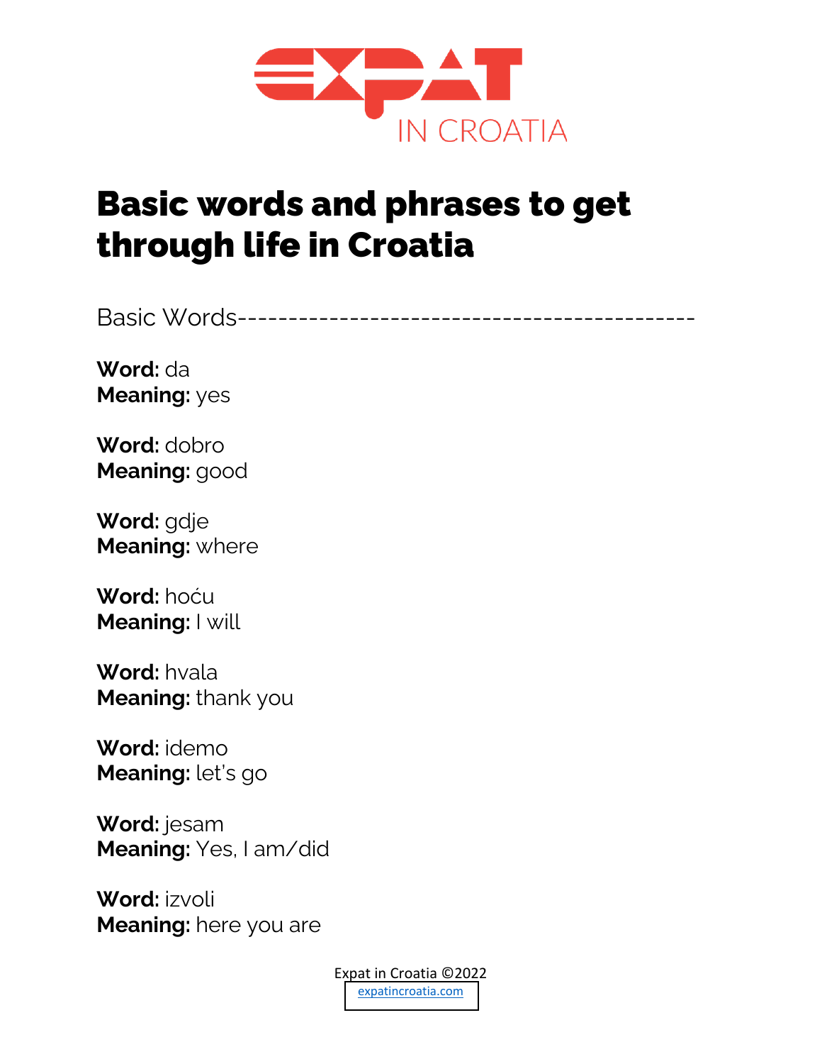EXPAT IN CROATIA

# Basic words and phrases to get through life in Croatia

Basic Words-------------------------------------------

**Word:** da
**Meaning:** yes

**Word:** dobro
**Meaning:** good

**Word:** gdje
**Meaning:** where

**Word:** hoću
**Meaning:** I will

**Word:** hvala
**Meaning:** thank you

**Word:** idemo
**Meaning:** let's go

**Word:** jesam
**Meaning:** Yes, I am/did

**Word:** izvoli
**Meaning:** here you are

Expat in Croatia ©2022
expatincroatia.com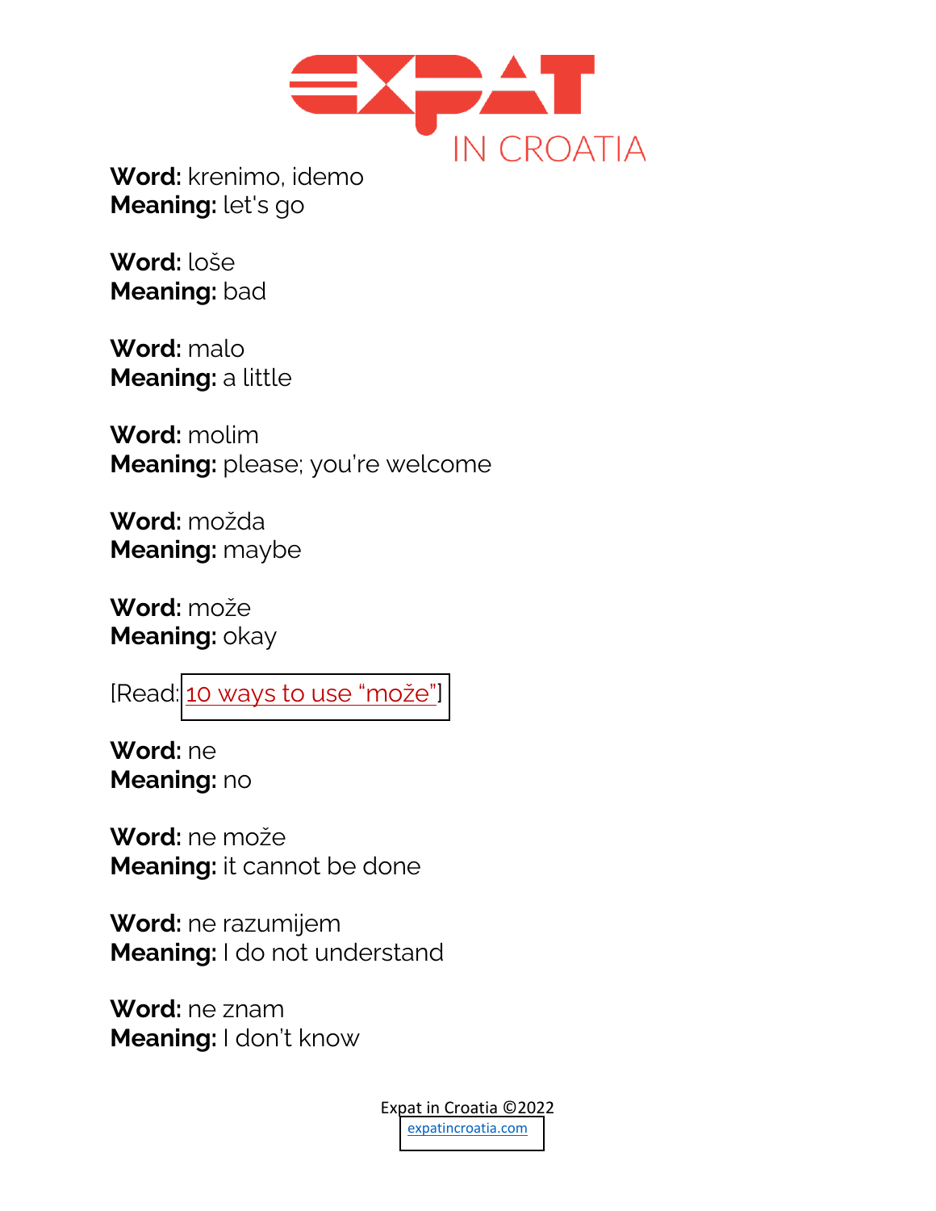**Word:** krenimo, idemo
**Meaning:** let's go

**Word:** loše
**Meaning:** bad

**Word:** malo
**Meaning:** a little

**Word:** molim
**Meaning:** please; you're welcome

**Word:** možda
**Meaning:** maybe

**Word:** može
**Meaning:** okay

[Read: 10 ways to use "može"]

**Word:** ne
**Meaning:** no

**Word:** ne može
**Meaning:** it cannot be done

**Word:** ne razumijem
**Meaning:** I do not understand

**Word:** ne znam
**Meaning:** I don't know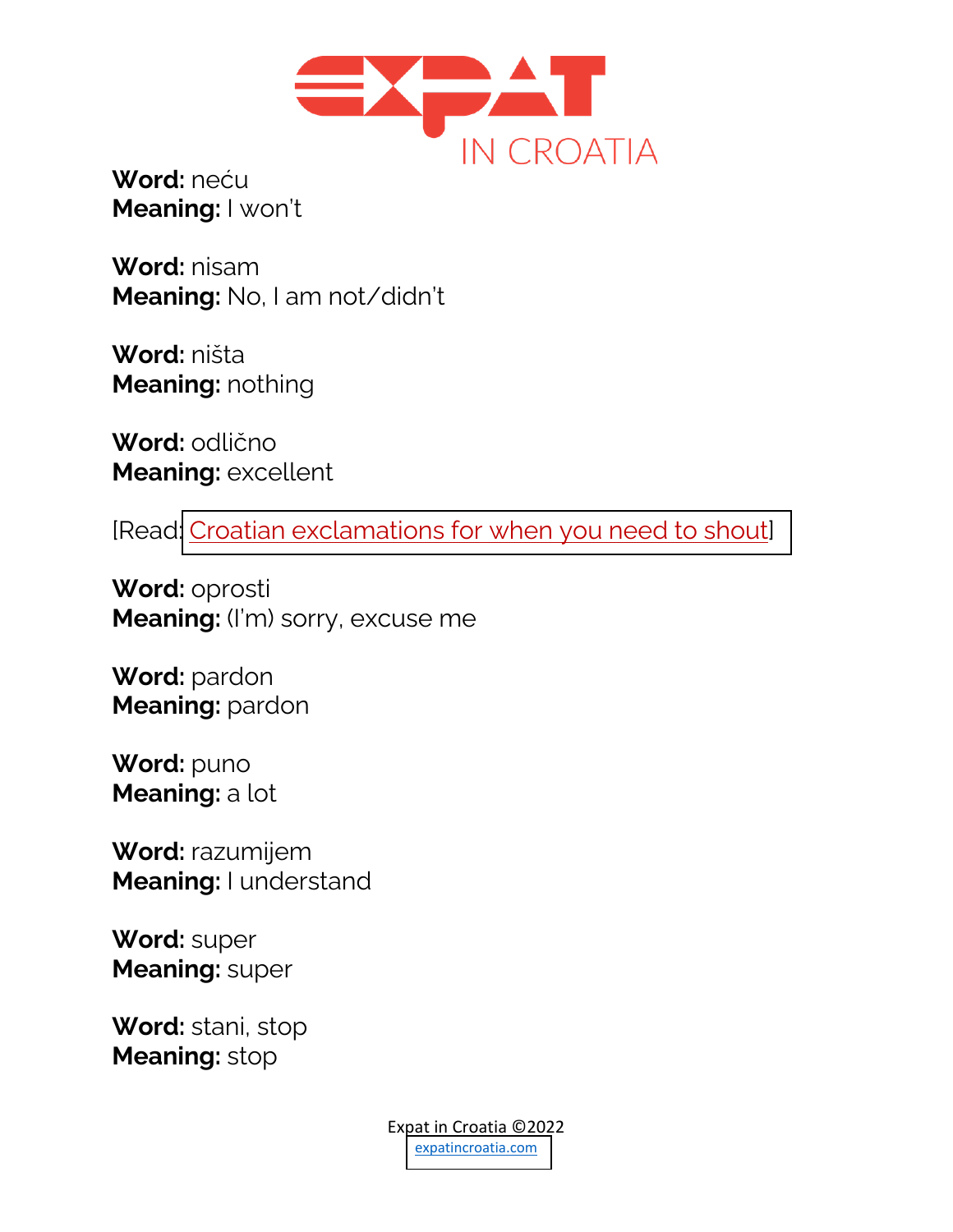**Word:** neću
**Meaning:** I won't

**Word:** nisam
**Meaning:** No, I am not/didn't

**Word:** ništa
**Meaning:** nothing

**Word:** odlično
**Meaning:** excellent

[Read: Croatian exclamations for when you need to shout]

**Word:** oprosti
**Meaning:** (I'm) sorry, excuse me

**Word:** pardon
**Meaning:** pardon

**Word:** puno
**Meaning:** a lot

**Word:** razumijem
**Meaning:** I understand

**Word:** super
**Meaning:** super

**Word:** stani, stop
**Meaning:** stop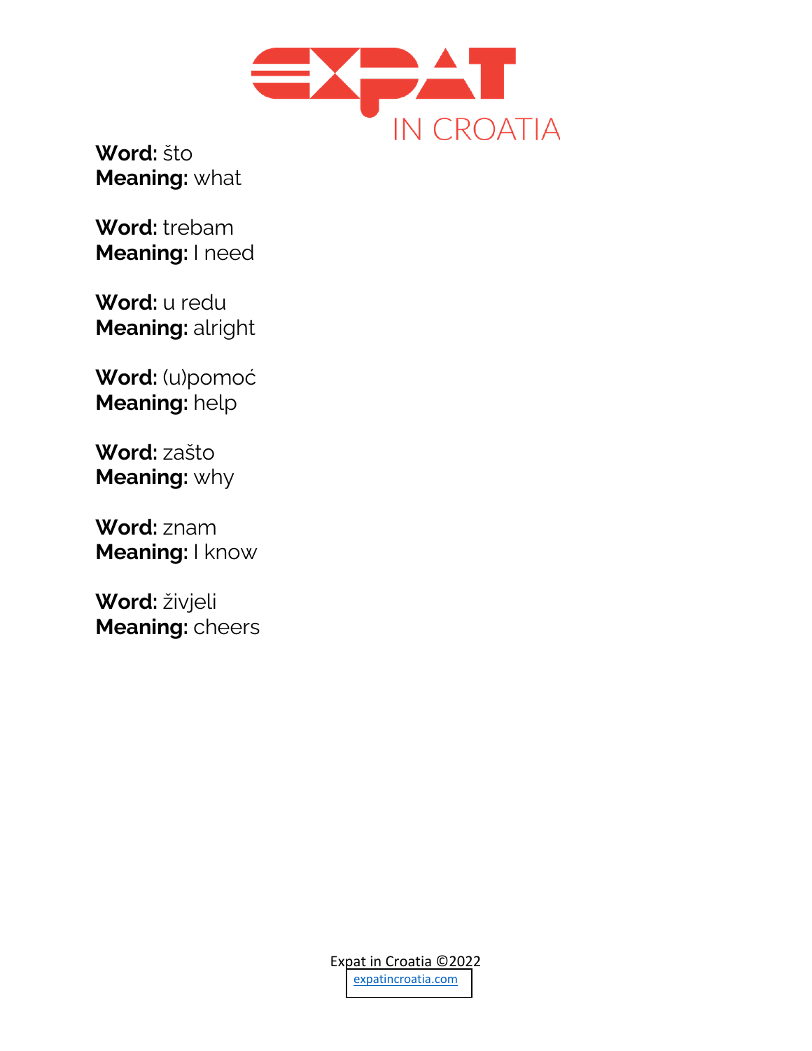**Word:** što
**Meaning:** what

**Word:** trebam
**Meaning:** I need

**Word:** u redu
**Meaning:** alright

**Word:** (u)pomoć
**Meaning:** help

**Word:** zašto
**Meaning:** why

**Word:** znam
**Meaning:** I know

**Word:** živjeli
**Meaning:** cheers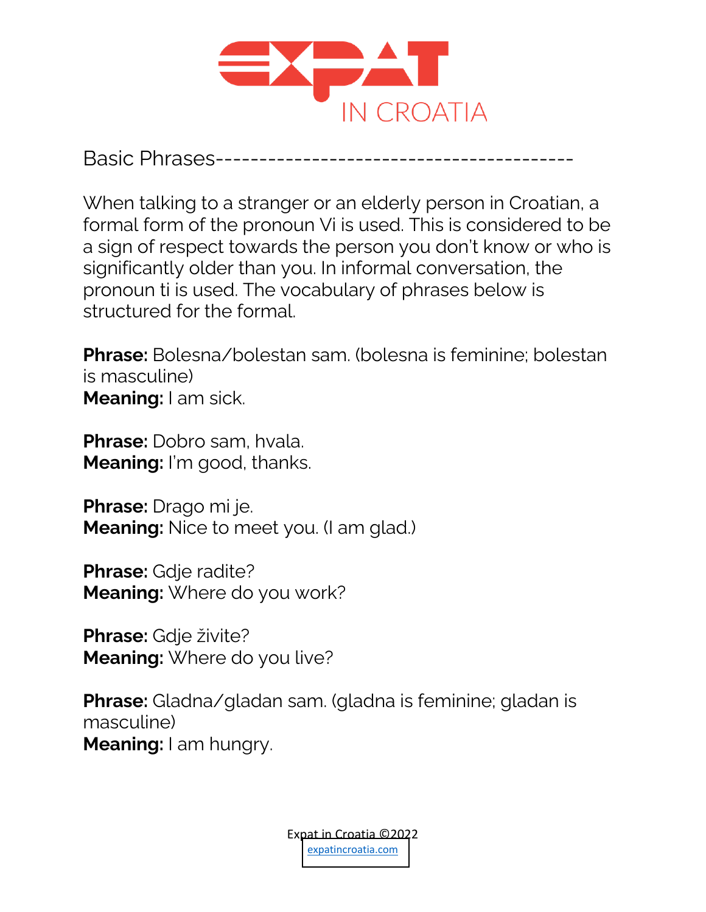## Basic Phrases----------------------------------------

When talking to a stranger or an elderly person in Croatian, a formal form of the pronoun Vi is used. This is considered to be a sign of respect towards the person you don't know or who is significantly older than you. In informal conversation, the pronoun ti is used. The vocabulary of phrases below is structured for the formal.

**Phrase:** Bolesna/bolestan sam. (bolesna is feminine; bolestan is masculine)
**Meaning:** I am sick.

**Phrase:** Dobro sam, hvala.
**Meaning:** I'm good, thanks.

**Phrase:** Drago mi je.
**Meaning:** Nice to meet you. (I am glad.)

**Phrase:** Gdje radite?
**Meaning:** Where do you work?

**Phrase:** Gdje živite?
**Meaning:** Where do you live?

**Phrase:** Gladna/gladan sam. (gladna is feminine; gladan is masculine)
**Meaning:** I am hungry.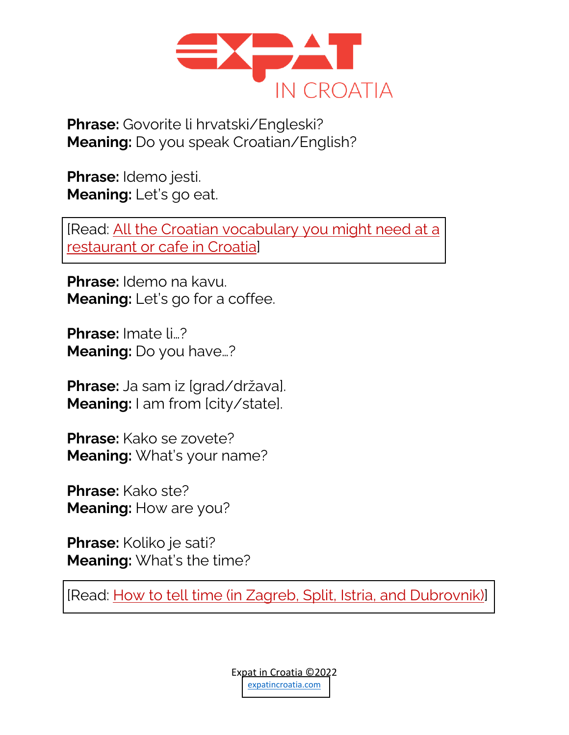**Phrase:** Govorite li hrvatski/Engleski?
**Meaning:** Do you speak Croatian/English?

**Phrase:** Idemo jesti.
**Meaning:** Let's go eat.

[Read: All the Croatian vocabulary you might need at a restaurant or cafe in Croatia]

**Phrase:** Idemo na kavu.
**Meaning:** Let's go for a coffee.

**Phrase:** Imate li…?
**Meaning:** Do you have…?

**Phrase:** Ja sam iz [grad/država].
**Meaning:** I am from [city/state].

**Phrase:** Kako se zovete?
**Meaning:** What's your name?

**Phrase:** Kako ste?
**Meaning:** How are you?

**Phrase:** Koliko je sati?
**Meaning:** What's the time?

[Read: How to tell time (in Zagreb, Split, Istria, and Dubrovnik)]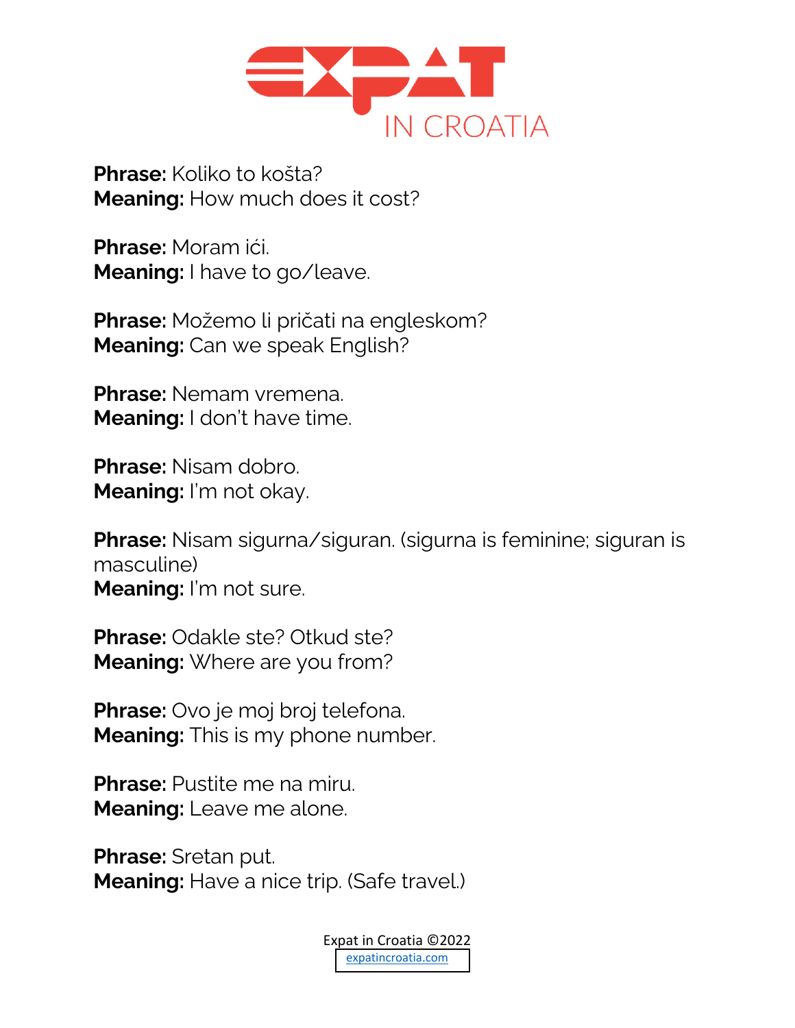**Phrase:** Koliko to košta?
**Meaning:** How much does it cost?

**Phrase:** Moram ići.
**Meaning:** I have to go/leave.

**Phrase:** Možemo li pričati na engleskom?
**Meaning:** Can we speak English?

**Phrase:** Nemam vremena.
**Meaning:** I don't have time.

**Phrase:** Nisam dobro.
**Meaning:** I'm not okay.

**Phrase:** Nisam sigurna/siguran. (sigurna is feminine; siguran is masculine)
**Meaning:** I'm not sure.

**Phrase:** Odakle ste? Otkud ste?
**Meaning:** Where are you from?

**Phrase:** Ovo je moj broj telefona.
**Meaning:** This is my phone number.

**Phrase:** Pustite me na miru.
**Meaning:** Leave me alone.

**Phrase:** Sretan put.
**Meaning:** Have a nice trip. (Safe travel.)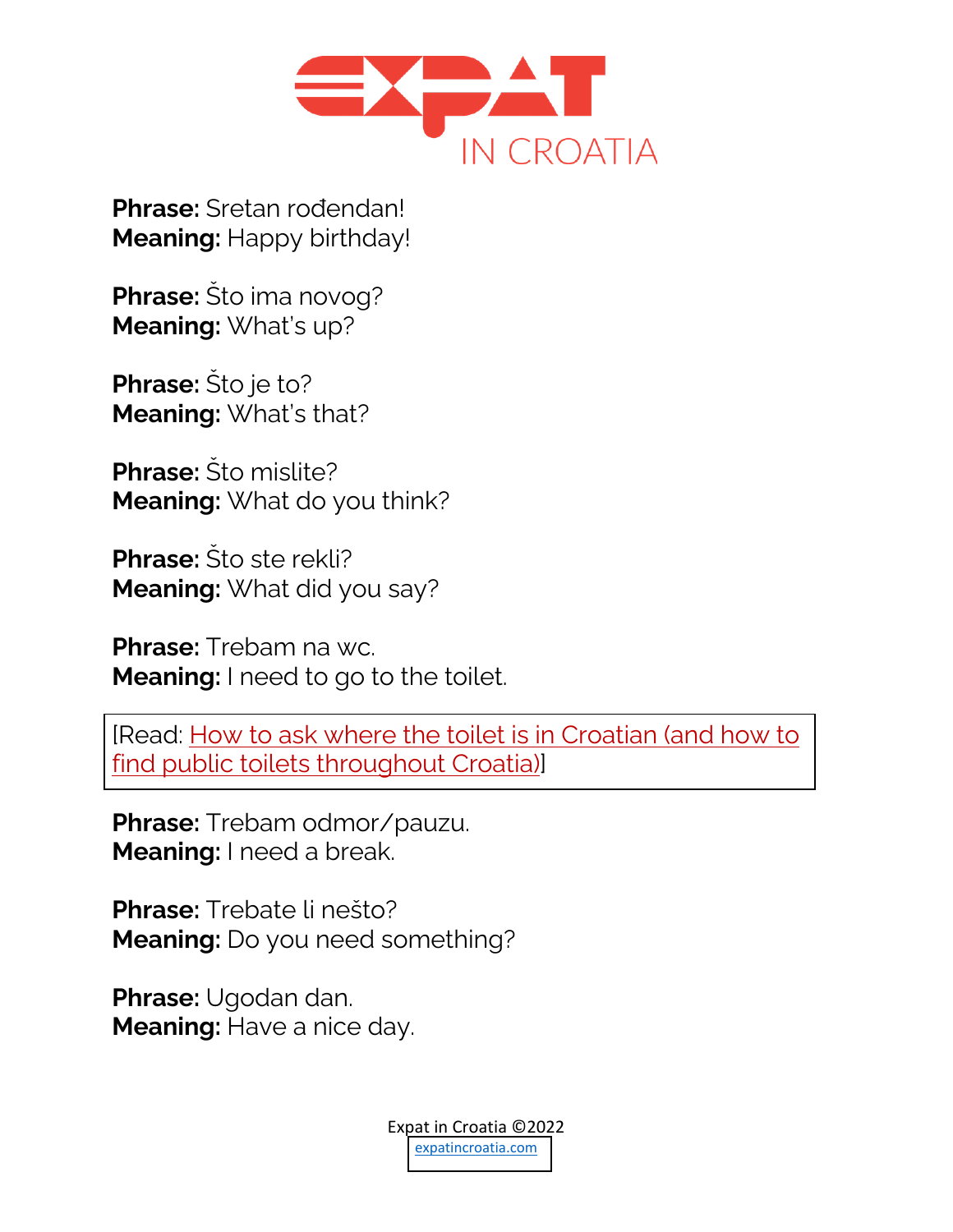**Phrase:** Sretan rođendan!
**Meaning:** Happy birthday!

**Phrase:** Što ima novog?
**Meaning:** What's up?

**Phrase:** Što je to?
**Meaning:** What's that?

**Phrase:** Što mislite?
**Meaning:** What do you think?

**Phrase:** Što ste rekli?
**Meaning:** What did you say?

**Phrase:** Trebam na wc.
**Meaning:** I need to go to the toilet.

[Read: How to ask where the toilet is in Croatian (and how to find public toilets throughout Croatia)]

**Phrase:** Trebam odmor/pauzu.
**Meaning:** I need a break.

**Phrase:** Trebate li nešto?
**Meaning:** Do you need something?

**Phrase:** Ugodan dan.
**Meaning:** Have a nice day.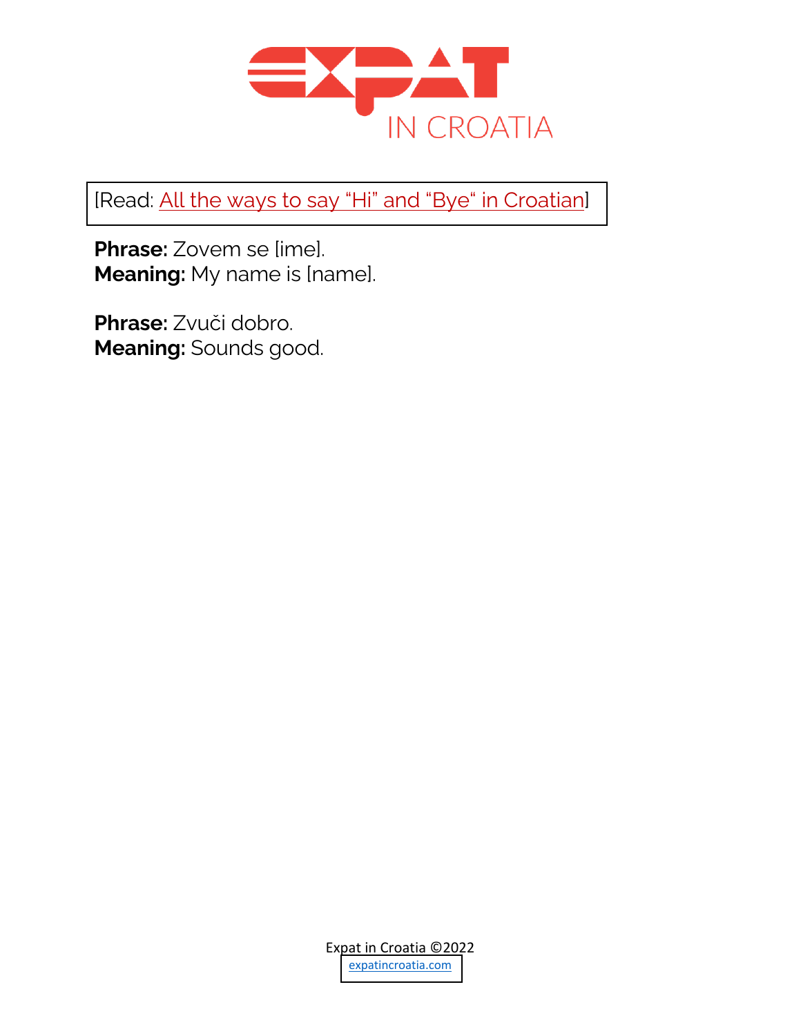[Read: All the ways to say “Hi” and “Bye“ in Croatian]

**Phrase:** Zovem se [ime].
**Meaning:** My name is [name].

**Phrase:** Zvuči dobro.
**Meaning:** Sounds good.